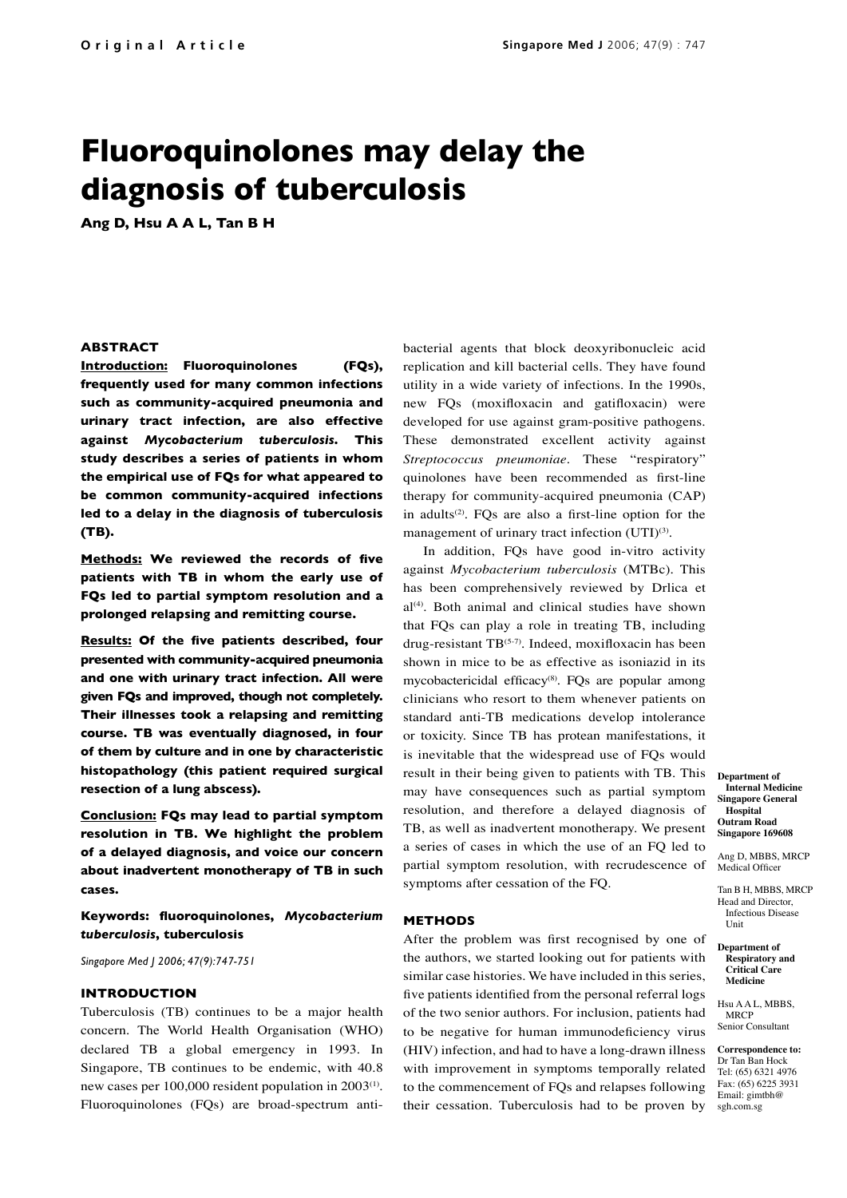Original Article

# Fluoroquinolones may delay the diagnosis of tuberculosis

**Ang D, Hsu A A L, Tan B H**

Department of Internal Medicine
Singapore General Hospital
Outram Road
Singapore 169608

Ang D, MBBS, MRCP
Medical Officer

Tan B H, MBBS, MRCP
Head and Director, Infectious Disease Unit

Department of Respiratory and Critical Care Medicine

Hsu A A L, MBBS, MRCP
Senior Consultant

Correspondence to:
Dr Tan Ban Hock
Tel: (65) 6321 4976
Fax: (65) 6225 3931
Email: gimtbh@sgh.com.sg

### ABSTRACT

**Introduction: Fluoroquinolones (FQs), frequently used for many common infections such as community-acquired pneumonia and urinary tract infection, are also effective against *Mycobacterium tuberculosis*. This study describes a series of patients in whom the empirical use of FQs for what appeared to be common community-acquired infections led to a delay in the diagnosis of tuberculosis (TB).**

**Methods: We reviewed the records of five patients with TB in whom the early use of FQs led to partial symptom resolution and a prolonged relapsing and remitting course.**

**Results: Of the five patients described, four presented with community-acquired pneumonia and one with urinary tract infection. All were given FQs and improved, though not completely. Their illnesses took a relapsing and remitting course. TB was eventually diagnosed, in four of them by culture and in one by characteristic histopathology (this patient required surgical resection of a lung abscess).**

**Conclusion: FQs may lead to partial symptom resolution in TB. We highlight the problem of a delayed diagnosis, and voice our concern about inadvertent monotherapy of TB in such cases.**

**Keywords: fluoroquinolones, *Mycobacterium tuberculosis*, tuberculosis**

*Singapore Med J 2006; 47(9):747-751*

### INTRODUCTION

Tuberculosis (TB) continues to be a major health concern. The World Health Organisation (WHO) declared TB a global emergency in 1993. In Singapore, TB continues to be endemic, with 40.8 new cases per 100,000 resident population in 2003[1]. Fluoroquinolones (FQs) are broad-spectrum antibacterial agents that block deoxyribonucleic acid replication and kill bacterial cells. They have found utility in a wide variety of infections. In the 1990s, new FQs (moxifloxacin and gatifloxacin) were developed for use against gram-positive pathogens. These demonstrated excellent activity against *Streptococcus pneumoniae*. These "respiratory" quinolones have been recommended as first-line therapy for community-acquired pneumonia (CAP) in adults[2]. FQs are also a first-line option for the management of urinary tract infection (UTI)[3].

In addition, FQs have good in-vitro activity against *Mycobacterium tuberculosis* (MTBc). This has been comprehensively reviewed by Drlica et al[4]. Both animal and clinical studies have shown that FQs can play a role in treating TB, including drug-resistant TB[5-7]. Indeed, moxifloxacin has been shown in mice to be as effective as isoniazid in its mycobactericidal efficacy[8]. FQs are popular among clinicians who resort to them whenever patients on standard anti-TB medications develop intolerance or toxicity. Since TB has protean manifestations, it is inevitable that the widespread use of FQs would result in their being given to patients with TB. This may have consequences such as partial symptom resolution, and therefore a delayed diagnosis of TB, as well as inadvertent monotherapy. We present a series of cases in which the use of an FQ led to partial symptom resolution, with recrudescence of symptoms after cessation of the FQ.

### METHODS

After the problem was first recognised by one of the authors, we started looking out for patients with similar case histories. We have included in this series, five patients identified from the personal referral logs of the two senior authors. For inclusion, patients had to be negative for human immunodeficiency virus (HIV) infection, and had to have a long-drawn illness with improvement in symptoms temporally related to the commencement of FQs and relapses following their cessation. Tuberculosis had to be proven by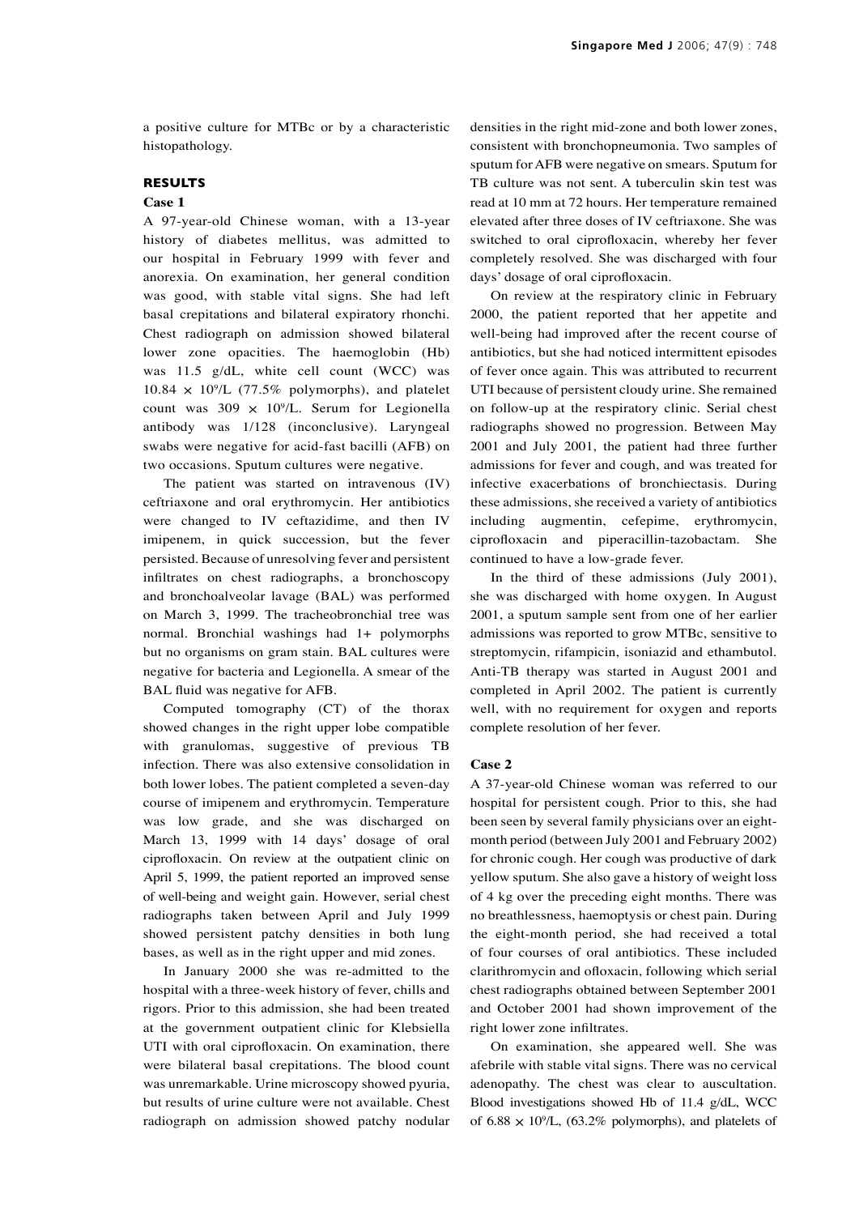a positive culture for MTBc or by a characteristic histopathology.

## RESULTS

### Case 1

A 97-year-old Chinese woman, with a 13-year history of diabetes mellitus, was admitted to our hospital in February 1999 with fever and anorexia. On examination, her general condition was good, with stable vital signs. She had left basal crepitations and bilateral expiratory rhonchi. Chest radiograph on admission showed bilateral lower zone opacities. The haemoglobin (Hb) was 11.5 g/dL, white cell count (WCC) was $10.84 \times 10^9$/L (77.5% polymorphs), and platelet count was $309 \times 10^9$/L. Serum for Legionella antibody was 1/128 (inconclusive). Laryngeal swabs were negative for acid-fast bacilli (AFB) on two occasions. Sputum cultures were negative.

The patient was started on intravenous (IV) ceftriaxone and oral erythromycin. Her antibiotics were changed to IV ceftazidime, and then IV imipenem, in quick succession, but the fever persisted. Because of unresolving fever and persistent infiltrates on chest radiographs, a bronchoscopy and bronchoalveolar lavage (BAL) was performed on March 3, 1999. The tracheobronchial tree was normal. Bronchial washings had 1+ polymorphs but no organisms on gram stain. BAL cultures were negative for bacteria and Legionella. A smear of the BAL fluid was negative for AFB.

Computed tomography (CT) of the thorax showed changes in the right upper lobe compatible with granulomas, suggestive of previous TB infection. There was also extensive consolidation in both lower lobes. The patient completed a seven-day course of imipenem and erythromycin. Temperature was low grade, and she was discharged on March 13, 1999 with 14 days' dosage of oral ciprofloxacin. On review at the outpatient clinic on April 5, 1999, the patient reported an improved sense of well-being and weight gain. However, serial chest radiographs taken between April and July 1999 showed persistent patchy densities in both lung bases, as well as in the right upper and mid zones.

In January 2000 she was re-admitted to the hospital with a three-week history of fever, chills and rigors. Prior to this admission, she had been treated at the government outpatient clinic for Klebsiella UTI with oral ciprofloxacin. On examination, there were bilateral basal crepitations. The blood count was unremarkable. Urine microscopy showed pyuria, but results of urine culture were not available. Chest radiograph on admission showed patchy nodular densities in the right mid-zone and both lower zones, consistent with bronchopneumonia. Two samples of sputum for AFB were negative on smears. Sputum for TB culture was not sent. A tuberculin skin test was read at 10 mm at 72 hours. Her temperature remained elevated after three doses of IV ceftriaxone. She was switched to oral ciprofloxacin, whereby her fever completely resolved. She was discharged with four days' dosage of oral ciprofloxacin.

On review at the respiratory clinic in February 2000, the patient reported that her appetite and well-being had improved after the recent course of antibiotics, but she had noticed intermittent episodes of fever once again. This was attributed to recurrent UTI because of persistent cloudy urine. She remained on follow-up at the respiratory clinic. Serial chest radiographs showed no progression. Between May 2001 and July 2001, the patient had three further admissions for fever and cough, and was treated for infective exacerbations of bronchiectasis. During these admissions, she received a variety of antibiotics including augmentin, cefepime, erythromycin, ciprofloxacin and piperacillin-tazobactam. She continued to have a low-grade fever.

In the third of these admissions (July 2001), she was discharged with home oxygen. In August 2001, a sputum sample sent from one of her earlier admissions was reported to grow MTBc, sensitive to streptomycin, rifampicin, isoniazid and ethambutol. Anti-TB therapy was started in August 2001 and completed in April 2002. The patient is currently well, with no requirement for oxygen and reports complete resolution of her fever.

### Case 2

A 37-year-old Chinese woman was referred to our hospital for persistent cough. Prior to this, she had been seen by several family physicians over an eight-month period (between July 2001 and February 2002) for chronic cough. Her cough was productive of dark yellow sputum. She also gave a history of weight loss of 4 kg over the preceding eight months. There was no breathlessness, haemoptysis or chest pain. During the eight-month period, she had received a total of four courses of oral antibiotics. These included clarithromycin and ofloxacin, following which serial chest radiographs obtained between September 2001 and October 2001 had shown improvement of the right lower zone infiltrates.

On examination, she appeared well. She was afebrile with stable vital signs. There was no cervical adenopathy. The chest was clear to auscultation. Blood investigations showed Hb of 11.4 g/dL, WCC of $6.88 \times 10^9$/L, (63.2% polymorphs), and platelets of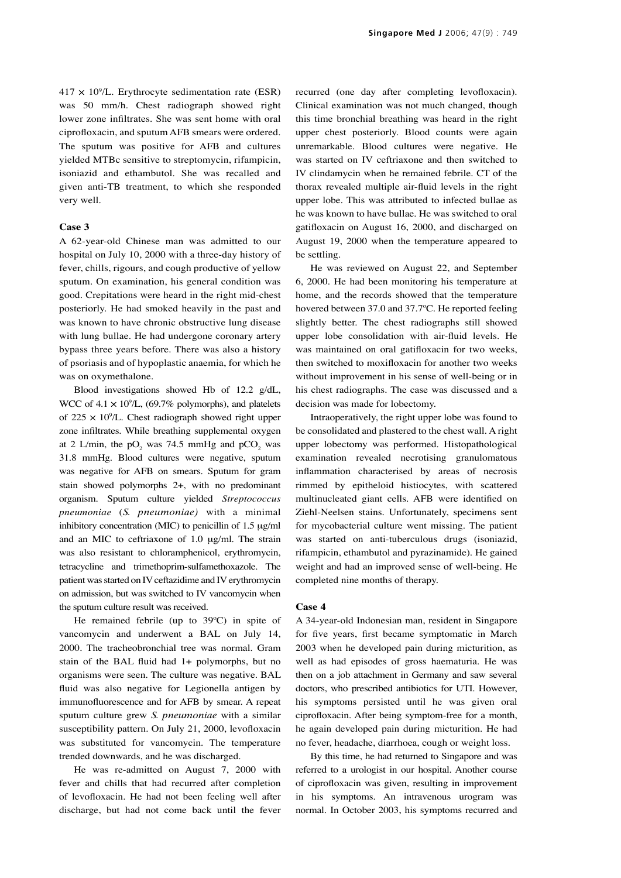$417 \times 10^9$/L. Erythrocyte sedimentation rate (ESR) was 50 mm/h. Chest radiograph showed right lower zone infiltrates. She was sent home with oral ciprofloxacin, and sputum AFB smears were ordered. The sputum was positive for AFB and cultures yielded MTBc sensitive to streptomycin, rifampicin, isoniazid and ethambutol. She was recalled and given anti-TB treatment, to which she responded very well.

### Case 3

A 62-year-old Chinese man was admitted to our hospital on July 10, 2000 with a three-day history of fever, chills, rigours, and cough productive of yellow sputum. On examination, his general condition was good. Crepitations were heard in the right mid-chest posteriorly. He had smoked heavily in the past and was known to have chronic obstructive lung disease with lung bullae. He had undergone coronary artery bypass three years before. There was also a history of psoriasis and of hypoplastic anaemia, for which he was on oxymethalone.

Blood investigations showed Hb of 12.2 g/dL, WCC of $4.1 \times 10^9$/L, (69.7% polymorphs), and platelets of $225 \times 10^9$/L. Chest radiograph showed right upper zone infiltrates. While breathing supplemental oxygen at 2 L/min, the $pO_2$ was 74.5 mmHg and $pCO_2$ was 31.8 mmHg. Blood cultures were negative, sputum was negative for AFB on smears. Sputum for gram stain showed polymorphs 2+, with no predominant organism. Sputum culture yielded *Streptococcus pneumoniae* (*S. pneumoniae)* with a minimal inhibitory concentration (MIC) to penicillin of 1.5 μg/ml and an MIC to ceftriaxone of 1.0 μg/ml. The strain was also resistant to chloramphenicol, erythromycin, tetracycline and trimethoprim-sulfamethoxazole. The patient was started on IV ceftazidime and IV erythromycin on admission, but was switched to IV vancomycin when the sputum culture result was received.

He remained febrile (up to 39ºC) in spite of vancomycin and underwent a BAL on July 14, 2000. The tracheobronchial tree was normal. Gram stain of the BAL fluid had 1+ polymorphs, but no organisms were seen. The culture was negative. BAL fluid was also negative for Legionella antigen by immunofluorescence and for AFB by smear. A repeat sputum culture grew *S. pneumoniae* with a similar susceptibility pattern. On July 21, 2000, levofloxacin was substituted for vancomycin. The temperature trended downwards, and he was discharged.

He was re-admitted on August 7, 2000 with fever and chills that had recurred after completion of levofloxacin. He had not been feeling well after discharge, but had not come back until the fever recurred (one day after completing levofloxacin). Clinical examination was not much changed, though this time bronchial breathing was heard in the right upper chest posteriorly. Blood counts were again unremarkable. Blood cultures were negative. He was started on IV ceftriaxone and then switched to IV clindamycin when he remained febrile. CT of the thorax revealed multiple air-fluid levels in the right upper lobe. This was attributed to infected bullae as he was known to have bullae. He was switched to oral gatifloxacin on August 16, 2000, and discharged on August 19, 2000 when the temperature appeared to be settling.

He was reviewed on August 22, and September 6, 2000. He had been monitoring his temperature at home, and the records showed that the temperature hovered between 37.0 and 37.7ºC. He reported feeling slightly better. The chest radiographs still showed upper lobe consolidation with air-fluid levels. He was maintained on oral gatifloxacin for two weeks, then switched to moxifloxacin for another two weeks without improvement in his sense of well-being or in his chest radiographs. The case was discussed and a decision was made for lobectomy.

Intraoperatively, the right upper lobe was found to be consolidated and plastered to the chest wall. A right upper lobectomy was performed. Histopathological examination revealed necrotising granulomatous inflammation characterised by areas of necrosis rimmed by epitheloid histiocytes, with scattered multinucleated giant cells. AFB were identified on Ziehl-Neelsen stains. Unfortunately, specimens sent for mycobacterial culture went missing. The patient was started on anti-tuberculous drugs (isoniazid, rifampicin, ethambutol and pyrazinamide). He gained weight and had an improved sense of well-being. He completed nine months of therapy.

### Case 4

A 34-year-old Indonesian man, resident in Singapore for five years, first became symptomatic in March 2003 when he developed pain during micturition, as well as had episodes of gross haematuria. He was then on a job attachment in Germany and saw several doctors, who prescribed antibiotics for UTI. However, his symptoms persisted until he was given oral ciprofloxacin. After being symptom-free for a month, he again developed pain during micturition. He had no fever, headache, diarrhoea, cough or weight loss.

By this time, he had returned to Singapore and was referred to a urologist in our hospital. Another course of ciprofloxacin was given, resulting in improvement in his symptoms. An intravenous urogram was normal. In October 2003, his symptoms recurred and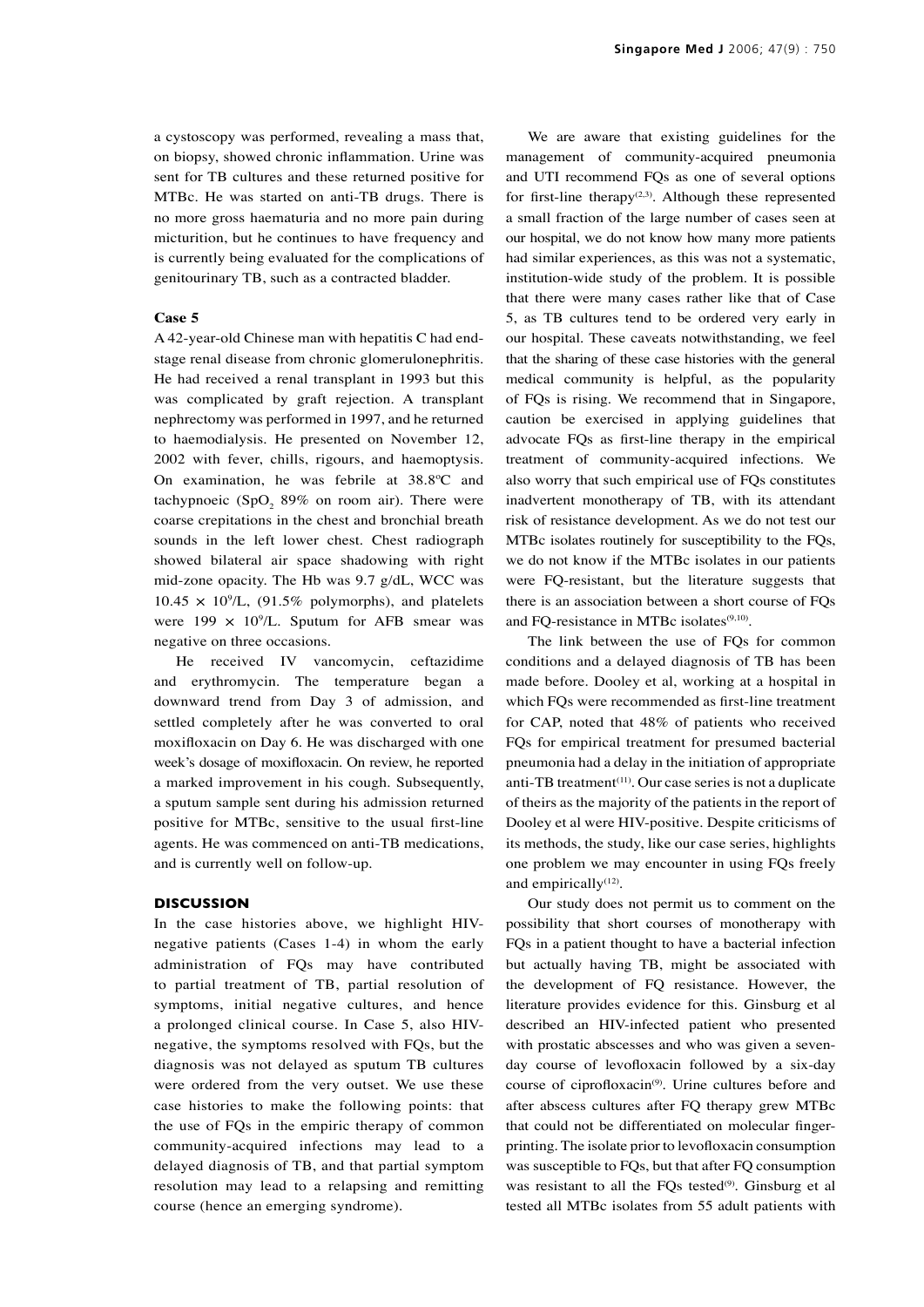a cystoscopy was performed, revealing a mass that, on biopsy, showed chronic inflammation. Urine was sent for TB cultures and these returned positive for MTBc. He was started on anti-TB drugs. There is no more gross haematuria and no more pain during micturition, but he continues to have frequency and is currently being evaluated for the complications of genitourinary TB, such as a contracted bladder.

### Case 5

A 42-year-old Chinese man with hepatitis C had end-stage renal disease from chronic glomerulonephritis. He had received a renal transplant in 1993 but this was complicated by graft rejection. A transplant nephrectomy was performed in 1997, and he returned to haemodialysis. He presented on November 12, 2002 with fever, chills, rigours, and haemoptysis. On examination, he was febrile at 38.8ºC and tachypnoeic ($SpO_2$ 89% on room air). There were coarse crepitations in the chest and bronchial breath sounds in the left lower chest. Chest radiograph showed bilateral air space shadowing with right mid-zone opacity. The Hb was 9.7 g/dL, WCC was $10.45 \times 10^9$/L, (91.5% polymorphs), and platelets were $199 \times 10^9$/L. Sputum for AFB smear was negative on three occasions.

He received IV vancomycin, ceftazidime and erythromycin. The temperature began a downward trend from Day 3 of admission, and settled completely after he was converted to oral moxifloxacin on Day 6. He was discharged with one week's dosage of moxifloxacin. On review, he reported a marked improvement in his cough. Subsequently, a sputum sample sent during his admission returned positive for MTBc, sensitive to the usual first-line agents. He was commenced on anti-TB medications, and is currently well on follow-up.

## DISCUSSION

In the case histories above, we highlight HIV-negative patients (Cases 1-4) in whom the early administration of FQs may have contributed to partial treatment of TB, partial resolution of symptoms, initial negative cultures, and hence a prolonged clinical course. In Case 5, also HIV-negative, the symptoms resolved with FQs, but the diagnosis was not delayed as sputum TB cultures were ordered from the very outset. We use these case histories to make the following points: that the use of FQs in the empiric therapy of common community-acquired infections may lead to a delayed diagnosis of TB, and that partial symptom resolution may lead to a relapsing and remitting course (hence an emerging syndrome).

We are aware that existing guidelines for the management of community-acquired pneumonia and UTI recommend FQs as one of several options for first-line therapy[2,3]. Although these represented a small fraction of the large number of cases seen at our hospital, we do not know how many more patients had similar experiences, as this was not a systematic, institution-wide study of the problem. It is possible that there were many cases rather like that of Case 5, as TB cultures tend to be ordered very early in our hospital. These caveats notwithstanding, we feel that the sharing of these case histories with the general medical community is helpful, as the popularity of FQs is rising. We recommend that in Singapore, caution be exercised in applying guidelines that advocate FQs as first-line therapy in the empirical treatment of community-acquired infections. We also worry that such empirical use of FQs constitutes inadvertent monotherapy of TB, with its attendant risk of resistance development. As we do not test our MTBc isolates routinely for susceptibility to the FQs, we do not know if the MTBc isolates in our patients were FQ-resistant, but the literature suggests that there is an association between a short course of FQs and FQ-resistance in MTBc isolates[9,10].

The link between the use of FQs for common conditions and a delayed diagnosis of TB has been made before. Dooley et al, working at a hospital in which FQs were recommended as first-line treatment for CAP, noted that 48% of patients who received FQs for empirical treatment for presumed bacterial pneumonia had a delay in the initiation of appropriate anti-TB treatment[11]. Our case series is not a duplicate of theirs as the majority of the patients in the report of Dooley et al were HIV-positive. Despite criticisms of its methods, the study, like our case series, highlights one problem we may encounter in using FQs freely and empirically[12].

Our study does not permit us to comment on the possibility that short courses of monotherapy with FQs in a patient thought to have a bacterial infection but actually having TB, might be associated with the development of FQ resistance. However, the literature provides evidence for this. Ginsburg et al described an HIV-infected patient who presented with prostatic abscesses and who was given a seven-day course of levofloxacin followed by a six-day course of ciprofloxacin[9]. Urine cultures before and after abscess cultures after FQ therapy grew MTBc that could not be differentiated on molecular finger-printing. The isolate prior to levofloxacin consumption was susceptible to FQs, but that after FQ consumption was resistant to all the FQs tested[9]. Ginsburg et al tested all MTBc isolates from 55 adult patients with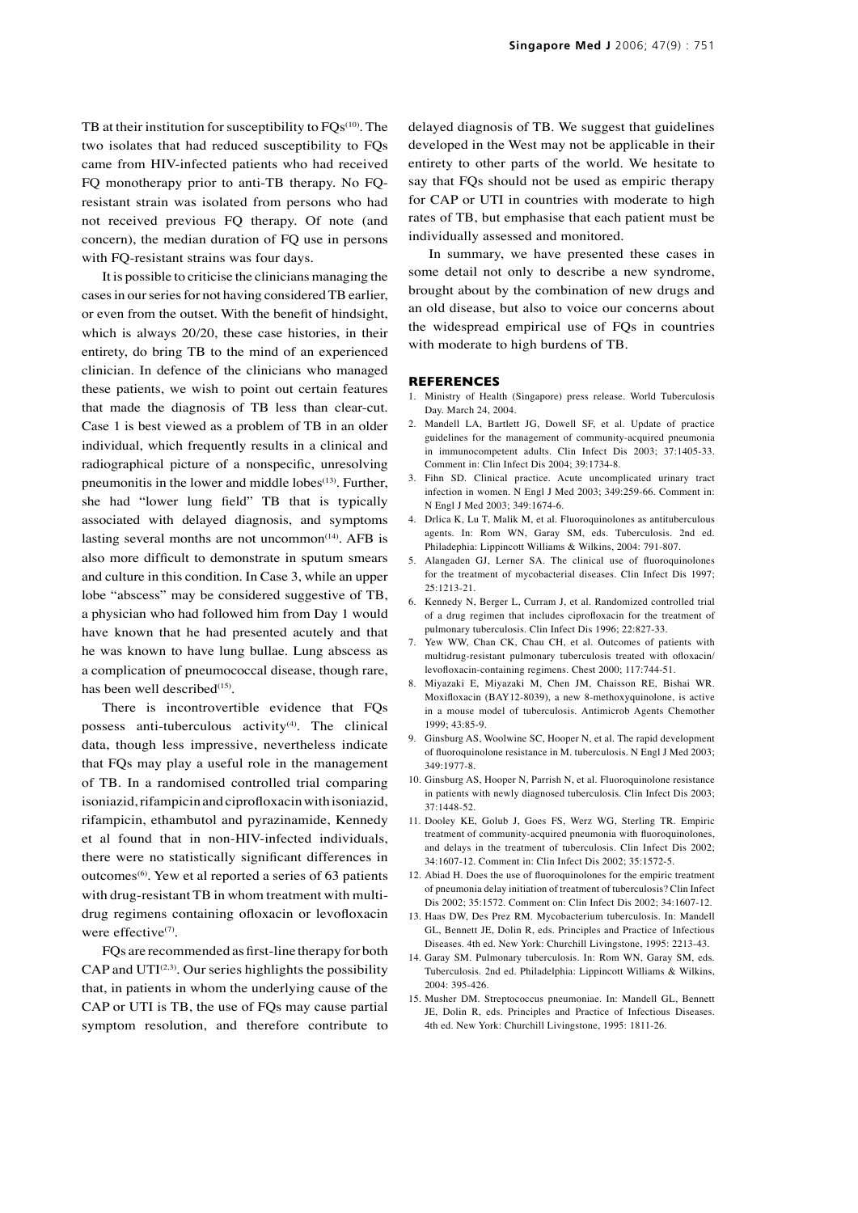TB at their institution for susceptibility to FQs[10]. The two isolates that had reduced susceptibility to FQs came from HIV-infected patients who had received FQ monotherapy prior to anti-TB therapy. No FQ-resistant strain was isolated from persons who had not received previous FQ therapy. Of note (and concern), the median duration of FQ use in persons with FQ-resistant strains was four days.

It is possible to criticise the clinicians managing the cases in our series for not having considered TB earlier, or even from the outset. With the benefit of hindsight, which is always 20/20, these case histories, in their entirety, do bring TB to the mind of an experienced clinician. In defence of the clinicians who managed these patients, we wish to point out certain features that made the diagnosis of TB less than clear-cut. Case 1 is best viewed as a problem of TB in an older individual, which frequently results in a clinical and radiographical picture of a nonspecific, unresolving pneumonitis in the lower and middle lobes[13]. Further, she had "lower lung field" TB that is typically associated with delayed diagnosis, and symptoms lasting several months are not uncommon[14]. AFB is also more difficult to demonstrate in sputum smears and culture in this condition. In Case 3, while an upper lobe "abscess" may be considered suggestive of TB, a physician who had followed him from Day 1 would have known that he had presented acutely and that he was known to have lung bullae. Lung abscess as a complication of pneumococcal disease, though rare, has been well described[15].

There is incontrovertible evidence that FQs possess anti-tuberculous activity[4]. The clinical data, though less impressive, nevertheless indicate that FQs may play a useful role in the management of TB. In a randomised controlled trial comparing isoniazid, rifampicin and ciprofloxacin with isoniazid, rifampicin, ethambutol and pyrazinamide, Kennedy et al found that in non-HIV-infected individuals, there were no statistically significant differences in outcomes[6]. Yew et al reported a series of 63 patients with drug-resistant TB in whom treatment with multi-drug regimens containing ofloxacin or levofloxacin were effective[7].

FQs are recommended as first-line therapy for both CAP and UTI[2,3]. Our series highlights the possibility that, in patients in whom the underlying cause of the CAP or UTI is TB, the use of FQs may cause partial symptom resolution, and therefore contribute to delayed diagnosis of TB. We suggest that guidelines developed in the West may not be applicable in their entirety to other parts of the world. We hesitate to say that FQs should not be used as empiric therapy for CAP or UTI in countries with moderate to high rates of TB, but emphasise that each patient must be individually assessed and monitored.

In summary, we have presented these cases in some detail not only to describe a new syndrome, brought about by the combination of new drugs and an old disease, but also to voice our concerns about the widespread empirical use of FQs in countries with moderate to high burdens of TB.

## REFERENCES

1. Ministry of Health (Singapore) press release. World Tuberculosis Day. March 24, 2004.
2. Mandell LA, Bartlett JG, Dowell SF, et al. Update of practice guidelines for the management of community-acquired pneumonia in immunocompetent adults. Clin Infect Dis 2003; 37:1405-33. Comment in: Clin Infect Dis 2004; 39:1734-8.
3. Fihn SD. Clinical practice. Acute uncomplicated urinary tract infection in women. N Engl J Med 2003; 349:259-66. Comment in: N Engl J Med 2003; 349:1674-6.
4. Drlica K, Lu T, Malik M, et al. Fluoroquinolones as antituberculous agents. In: Rom WN, Garay SM, eds. Tuberculosis. 2nd ed. Philadephia: Lippincott Williams & Wilkins, 2004: 791-807.
5. Alangaden GJ, Lerner SA. The clinical use of fluoroquinolones for the treatment of mycobacterial diseases. Clin Infect Dis 1997; 25:1213-21.
6. Kennedy N, Berger L, Curram J, et al. Randomized controlled trial of a drug regimen that includes ciprofloxacin for the treatment of pulmonary tuberculosis. Clin Infect Dis 1996; 22:827-33.
7. Yew WW, Chan CK, Chau CH, et al. Outcomes of patients with multidrug-resistant pulmonary tuberculosis treated with ofloxacin/levofloxacin-containing regimens. Chest 2000; 117:744-51.
8. Miyazaki E, Miyazaki M, Chen JM, Chaisson RE, Bishai WR. Moxifloxacin (BAY12-8039), a new 8-methoxyquinolone, is active in a mouse model of tuberculosis. Antimicrob Agents Chemother 1999; 43:85-9.
9. Ginsburg AS, Woolwine SC, Hooper N, et al. The rapid development of fluoroquinolone resistance in M. tuberculosis. N Engl J Med 2003; 349:1977-8.
10. Ginsburg AS, Hooper N, Parrish N, et al. Fluoroquinolone resistance in patients with newly diagnosed tuberculosis. Clin Infect Dis 2003; 37:1448-52.
11. Dooley KE, Golub J, Goes FS, Werz WG, Sterling TR. Empiric treatment of community-acquired pneumonia with fluoroquinolones, and delays in the treatment of tuberculosis. Clin Infect Dis 2002; 34:1607-12. Comment in: Clin Infect Dis 2002; 35:1572-5.
12. Abiad H. Does the use of fluoroquinolones for the empiric treatment of pneumonia delay initiation of treatment of tuberculosis? Clin Infect Dis 2002; 35:1572. Comment on: Clin Infect Dis 2002; 34:1607-12.
13. Haas DW, Des Prez RM. Mycobacterium tuberculosis. In: Mandell GL, Bennett JE, Dolin R, eds. Principles and Practice of Infectious Diseases. 4th ed. New York: Churchill Livingstone, 1995: 2213-43.
14. Garay SM. Pulmonary tuberculosis. In: Rom WN, Garay SM, eds. Tuberculosis. 2nd ed. Philadelphia: Lippincott Williams & Wilkins, 2004: 395-426.
15. Musher DM. Streptococcus pneumoniae. In: Mandell GL, Bennett JE, Dolin R, eds. Principles and Practice of Infectious Diseases. 4th ed. New York: Churchill Livingstone, 1995: 1811-26.